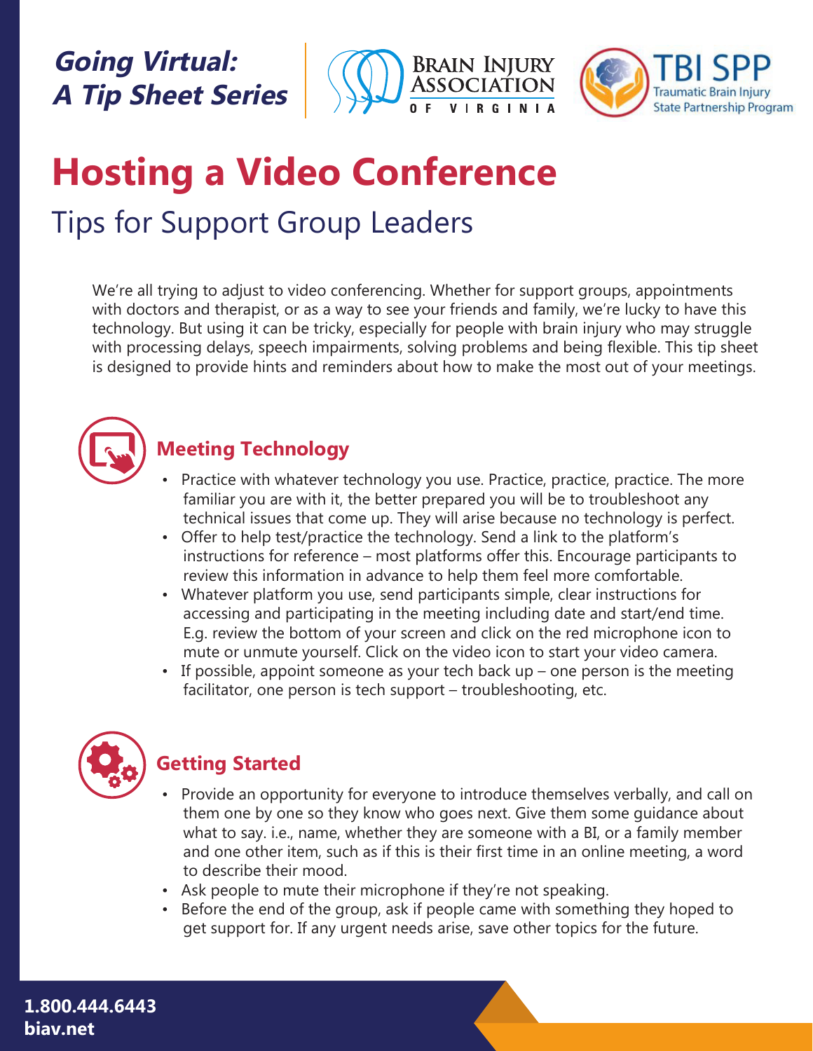***Going Virtual: A Tip Sheet Series***

BRAIN INJURY ASSOCIATION OF VIRGINIA

TBI SPP Traumatic Brain Injury State Partnership Program

# Hosting a Video Conference

## Tips for Support Group Leaders

We're all trying to adjust to video conferencing. Whether for support groups, appointments with doctors and therapist, or as a way to see your friends and family, we're lucky to have this technology. But using it can be tricky, especially for people with brain injury who may struggle with processing delays, speech impairments, solving problems and being flexible. This tip sheet is designed to provide hints and reminders about how to make the most out of your meetings.

### Meeting Technology

- Practice with whatever technology you use. Practice, practice, practice. The more familiar you are with it, the better prepared you will be to troubleshoot any technical issues that come up. They will arise because no technology is perfect.
- Offer to help test/practice the technology. Send a link to the platform's instructions for reference – most platforms offer this. Encourage participants to review this information in advance to help them feel more comfortable.
- Whatever platform you use, send participants simple, clear instructions for accessing and participating in the meeting including date and start/end time. E.g. review the bottom of your screen and click on the red microphone icon to mute or unmute yourself. Click on the video icon to start your video camera.
- If possible, appoint someone as your tech back up – one person is the meeting facilitator, one person is tech support – troubleshooting, etc.

### Getting Started

- Provide an opportunity for everyone to introduce themselves verbally, and call on them one by one so they know who goes next. Give them some guidance about what to say. i.e., name, whether they are someone with a BI, or a family member and one other item, such as if this is their first time in an online meeting, a word to describe their mood.
- Ask people to mute their microphone if they're not speaking.
- Before the end of the group, ask if people came with something they hoped to get support for. If any urgent needs arise, save other topics for the future.

**1.800.444.6443**
**biav.net**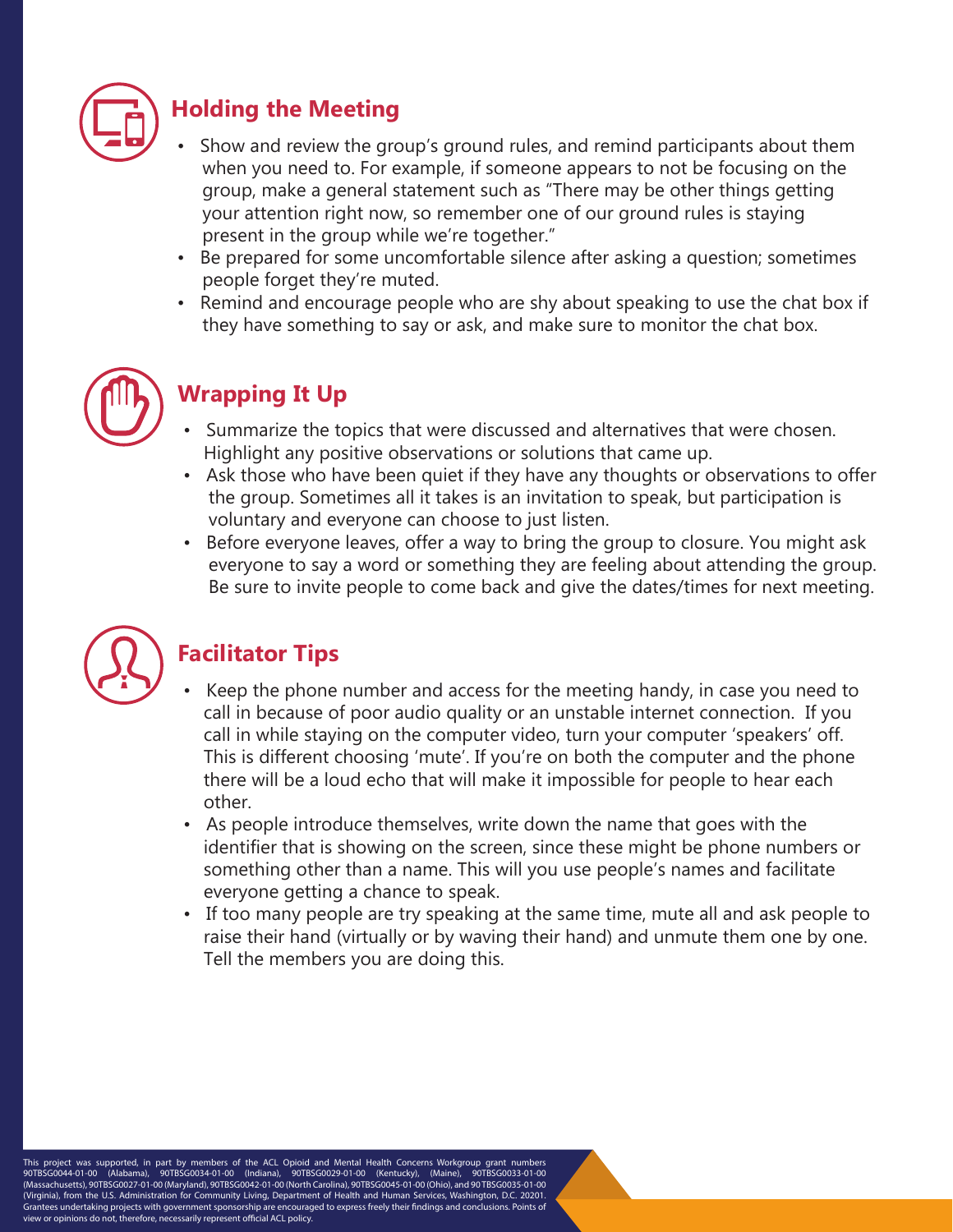## Holding the Meeting

- Show and review the group's ground rules, and remind participants about them when you need to. For example, if someone appears to not be focusing on the group, make a general statement such as "There may be other things getting your attention right now, so remember one of our ground rules is staying present in the group while we're together."
- Be prepared for some uncomfortable silence after asking a question; sometimes people forget they're muted.
- Remind and encourage people who are shy about speaking to use the chat box if they have something to say or ask, and make sure to monitor the chat box.

## Wrapping It Up

- Summarize the topics that were discussed and alternatives that were chosen. Highlight any positive observations or solutions that came up.
- Ask those who have been quiet if they have any thoughts or observations to offer the group. Sometimes all it takes is an invitation to speak, but participation is voluntary and everyone can choose to just listen.
- Before everyone leaves, offer a way to bring the group to closure. You might ask everyone to say a word or something they are feeling about attending the group. Be sure to invite people to come back and give the dates/times for next meeting.

## Facilitator Tips

- Keep the phone number and access for the meeting handy, in case you need to call in because of poor audio quality or an unstable internet connection. If you call in while staying on the computer video, turn your computer 'speakers' off. This is different choosing 'mute'. If you're on both the computer and the phone there will be a loud echo that will make it impossible for people to hear each other.
- As people introduce themselves, write down the name that goes with the identifier that is showing on the screen, since these might be phone numbers or something other than a name. This will you use people's names and facilitate everyone getting a chance to speak.
- If too many people are try speaking at the same time, mute all and ask people to raise their hand (virtually or by waving their hand) and unmute them one by one. Tell the members you are doing this.

This project was supported, in part by members of the ACL Opioid and Mental Health Concerns Workgroup grant numbers 90TBSG0044-01-00 (Alabama), 90TBSG0034-01-00 (Indiana), 90TBSG0029-01-00 (Kentucky), (Maine), 90TBSG0033-01-00 (Massachusetts), 90TBSG0027-01-00 (Maryland), 90TBSG0042-01-00 (North Carolina), 90TBSG0045-01-00 (Ohio), and 90 TBSG0035-01-00 (Virginia), from the U.S. Administration for Community Living, Department of Health and Human Services, Washington, D.C. 20201. Grantees undertaking projects with government sponsorship are encouraged to express freely their findings and conclusions. Points of view or opinions do not, therefore, necessarily represent official ACL policy.